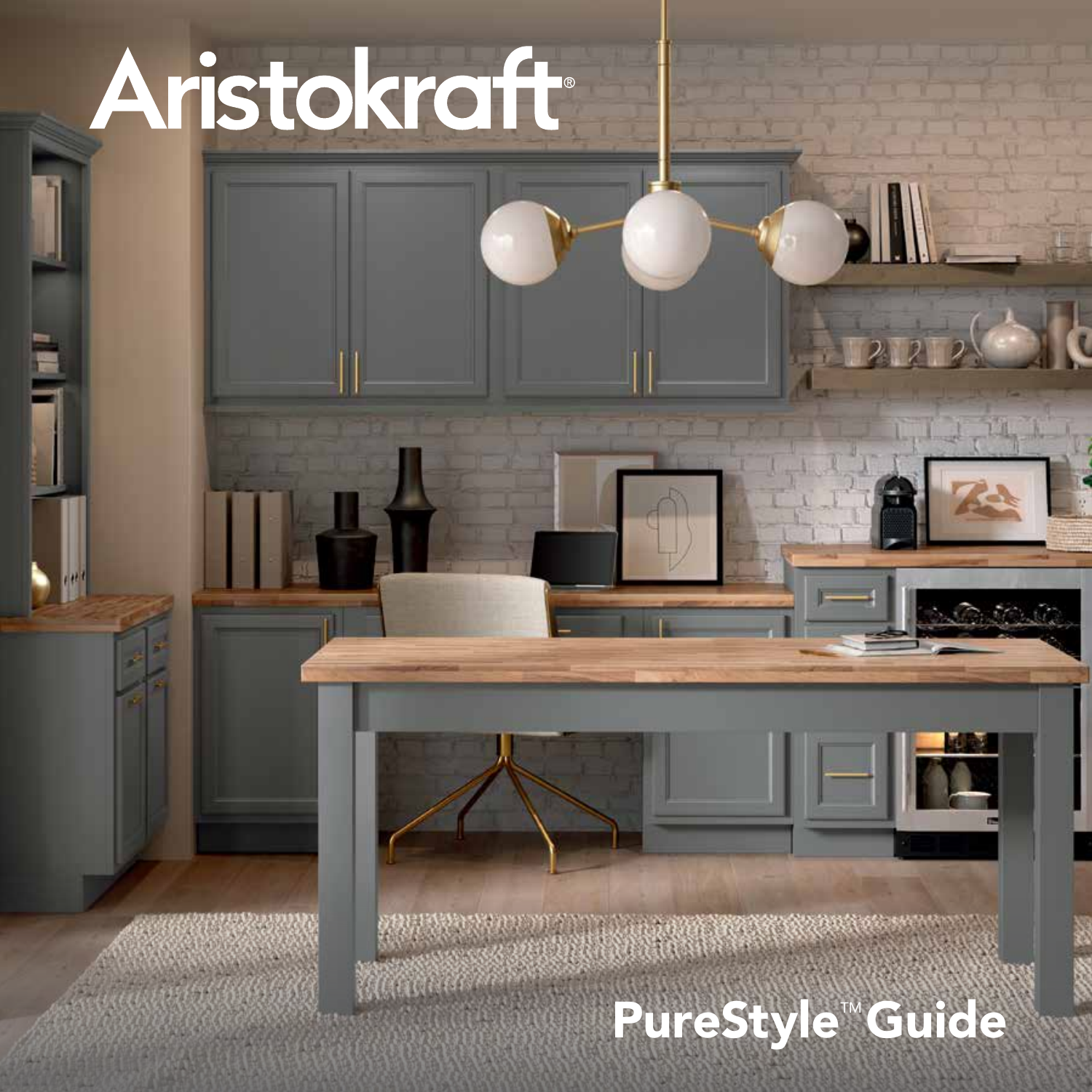# Aristokraft®

## PureStyle™ Guide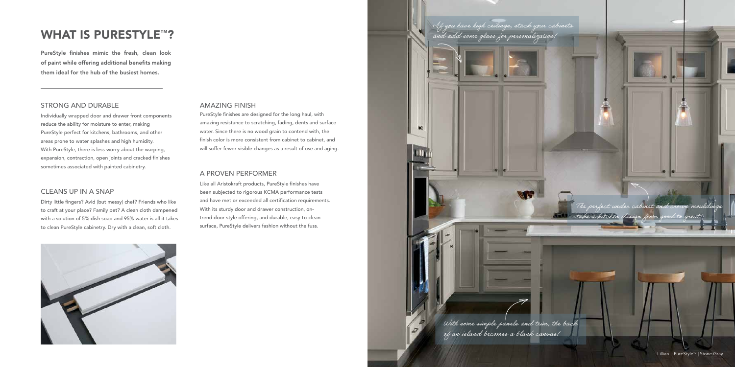# WHAT IS PURESTYLE™?

**PureStyle finishes mimic the fresh, clean look of paint while offering additional benefits making them ideal for the hub of the busiest homes.**

## STRONG AND DURABLE

Individually wrapped door and drawer front components reduce the ability for moisture to enter, making PureStyle perfect for kitchens, bathrooms, and other areas prone to water splashes and high humidity. With PureStyle, there is less worry about the warping, expansion, contraction, open joints and cracked finishes sometimes associated with painted cabinetry.

## CLEANS UP IN A SNAP

Dirty little fingers? Avid (but messy) chef? Friends who like to craft at your place? Family pet? A clean cloth dampened with a solution of 5% dish soap and 95% water is all it takes to clean PureStyle cabinetry. Dry with a clean, soft cloth.

## AMAZING FINISH

PureStyle finishes are designed for the long haul, with amazing resistance to scratching, fading, dents and surface water. Since there is no wood grain to contend with, the finish color is more consistent from cabinet to cabinet, and will suffer fewer visible changes as a result of use and aging.

## A PROVEN PERFORMER

Like all Aristokraft products, PureStyle finishes have been subjected to rigorous KCMA performance tests and have met or exceeded all certification requirements. With its sturdy door and drawer construction, on-trend door style offering, and durable, easy-to-clean surface, PureStyle delivers fashion without the fuss.

*If you have high ceilings, stack your cabinets and add some glass for personalization!*

*The perfect under cabinet and crown mouldings take a kitchen design from good to great!*

*With some simple panels and trim, the back of an island becomes a blank canvas!*

Lillian | PureStyle™ | Stone Gray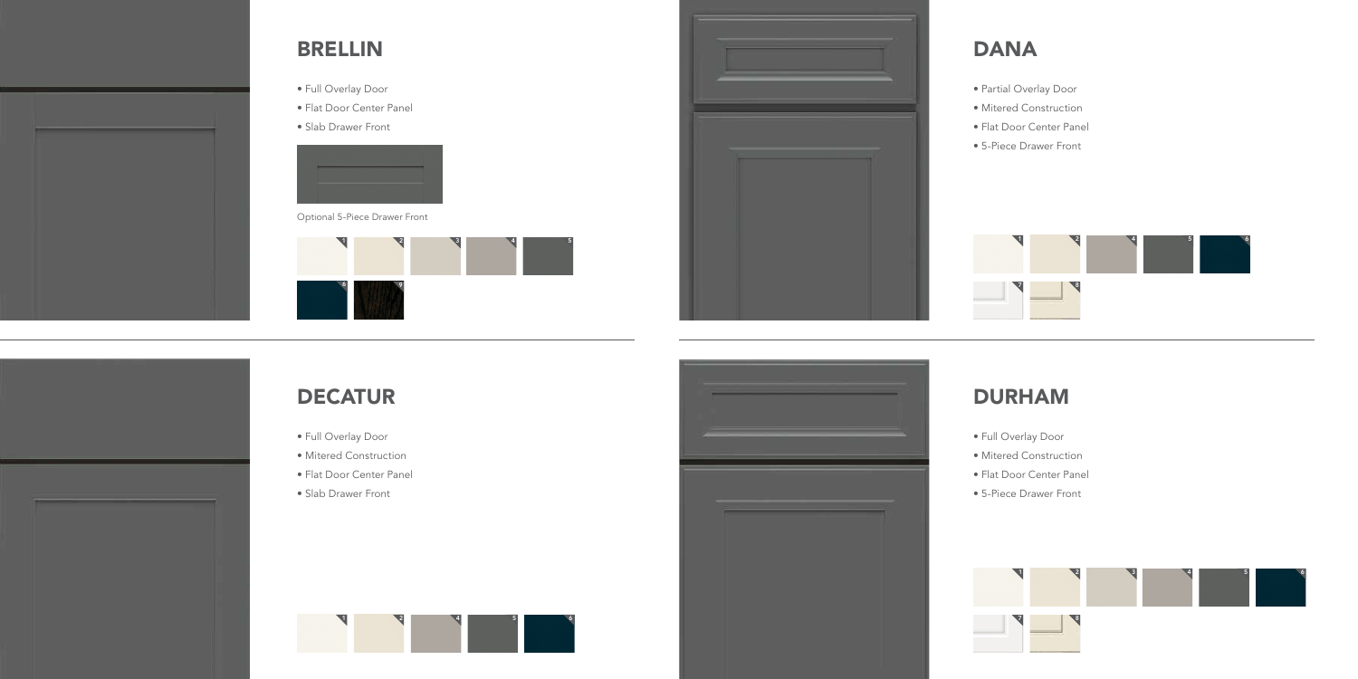## BRELLIN

- Full Overlay Door
- Flat Door Center Panel
- Slab Drawer Front

Optional 5-Piece Drawer Front

1 2 3 4 5
6 9

## DANA

- Partial Overlay Door
- Mitered Construction
- Flat Door Center Panel
- 5-Piece Drawer Front

1 2 4 5 6
7 8

## DECATUR

- Full Overlay Door
- Mitered Construction
- Flat Door Center Panel
- Slab Drawer Front

1 2 4 5 6

## DURHAM

- Full Overlay Door
- Mitered Construction
- Flat Door Center Panel
- 5-Piece Drawer Front

1 2 3 4 5 6
7 8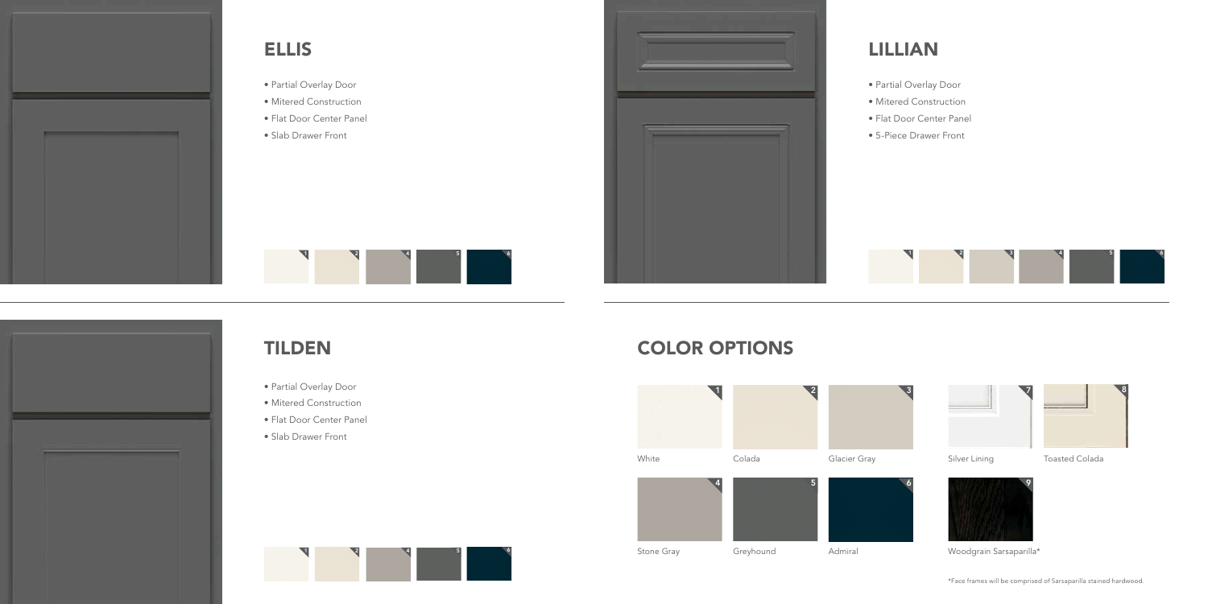## ELLIS

- Partial Overlay Door
- Mitered Construction
- Flat Door Center Panel
- Slab Drawer Front

1 2 4 5 6

## LILLIAN

- Partial Overlay Door
- Mitered Construction
- Flat Door Center Panel
- 5-Piece Drawer Front

1 2 3 4 5 6

## TILDEN

- Partial Overlay Door
- Mitered Construction
- Flat Door Center Panel
- Slab Drawer Front

1 2 4 5 6

## COLOR OPTIONS

1 White

2 Colada

3 Glacier Gray

4 Stone Gray

5 Greyhound

6 Admiral

7 Silver Lining

8 Toasted Colada

9 Woodgrain Sarsaparilla*

*Face frames will be comprised of Sarsaparilla stained hardwood.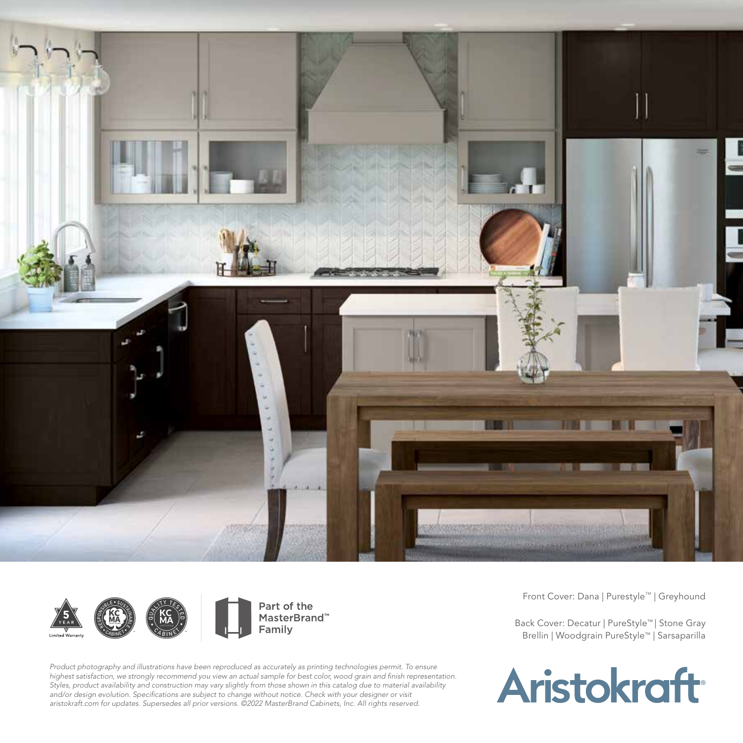Part of the MasterBrand™ Family

Front Cover: Dana | Purestyle™ | Greyhound

Back Cover: Decatur | PureStyle™ | Stone Gray
Brellin | Woodgrain PureStyle™ | Sarsaparilla

*Product photography and illustrations have been reproduced as accurately as printing technologies permit. To ensure highest satisfaction, we strongly recommend you view an actual sample for best color, wood grain and finish representation. Styles, product availability and construction may vary slightly from those shown in this catalog due to material availability and/or design evolution. Specifications are subject to change without notice. Check with your designer or visit aristokraft.com for updates. Supersedes all prior versions. ©2022 MasterBrand Cabinets, Inc. All rights reserved.*

Aristokraft®